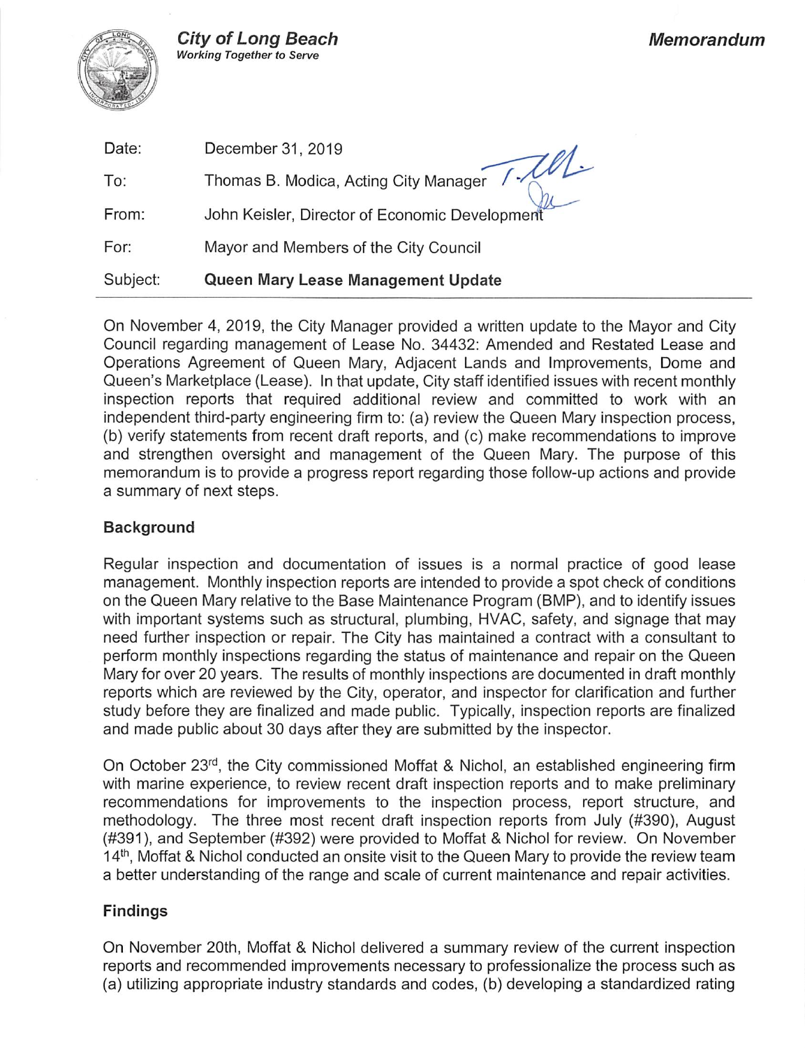**City of Long Beach**
*Working Together to Serve*

***Memorandum***

| | |
|---|---|
| Date: | December 31, 2019 |
| To: | Thomas B. Modica, Acting City Manager |
| From: | John Keisler, Director of Economic Development |
| For: | Mayor and Members of the City Council |
| Subject: | **Queen Mary Lease Management Update** |

On November 4, 2019, the City Manager provided a written update to the Mayor and City Council regarding management of Lease No. 34432: Amended and Restated Lease and Operations Agreement of Queen Mary, Adjacent Lands and Improvements, Dome and Queen's Marketplace (Lease). In that update, City staff identified issues with recent monthly inspection reports that required additional review and committed to work with an independent third-party engineering firm to: (a) review the Queen Mary inspection process, (b) verify statements from recent draft reports, and (c) make recommendations to improve and strengthen oversight and management of the Queen Mary. The purpose of this memorandum is to provide a progress report regarding those follow-up actions and provide a summary of next steps.

## Background

Regular inspection and documentation of issues is a normal practice of good lease management. Monthly inspection reports are intended to provide a spot check of conditions on the Queen Mary relative to the Base Maintenance Program (BMP), and to identify issues with important systems such as structural, plumbing, HVAC, safety, and signage that may need further inspection or repair. The City has maintained a contract with a consultant to perform monthly inspections regarding the status of maintenance and repair on the Queen Mary for over 20 years. The results of monthly inspections are documented in draft monthly reports which are reviewed by the City, operator, and inspector for clarification and further study before they are finalized and made public. Typically, inspection reports are finalized and made public about 30 days after they are submitted by the inspector.

On October 23rd, the City commissioned Moffat & Nichol, an established engineering firm with marine experience, to review recent draft inspection reports and to make preliminary recommendations for improvements to the inspection process, report structure, and methodology. The three most recent draft inspection reports from July (#390), August (#391), and September (#392) were provided to Moffat & Nichol for review. On November 14th, Moffat & Nichol conducted an onsite visit to the Queen Mary to provide the review team a better understanding of the range and scale of current maintenance and repair activities.

## Findings

On November 20th, Moffat & Nichol delivered a summary review of the current inspection reports and recommended improvements necessary to professionalize the process such as (a) utilizing appropriate industry standards and codes, (b) developing a standardized rating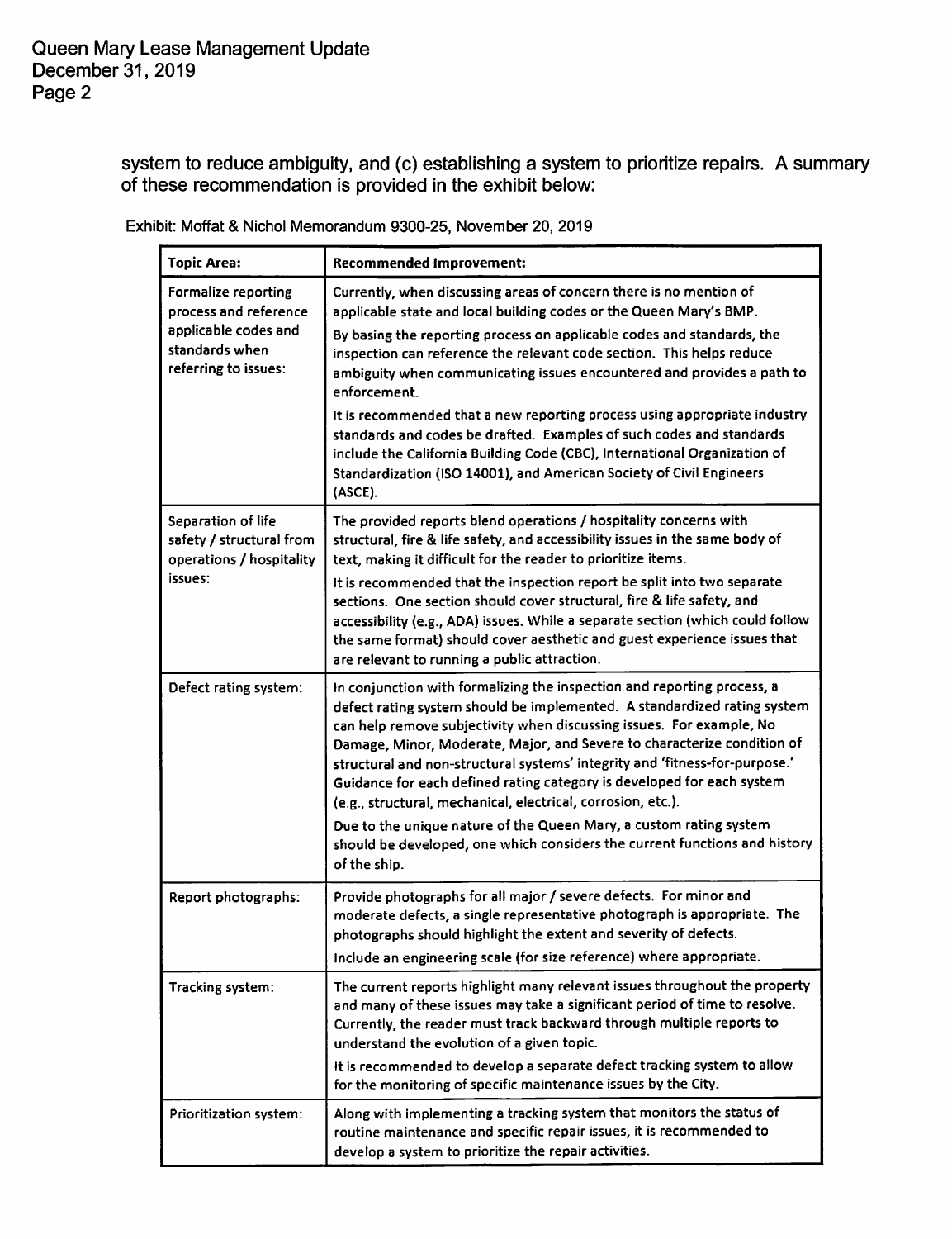system to reduce ambiguity, and (c) establishing a system to prioritize repairs. A summary of these recommendation is provided in the exhibit below:

Exhibit: Moffat & Nichol Memorandum 9300-25, November 20, 2019

| Topic Area: | Recommended Improvement: |
|---|---|
| Formalize reporting process and reference applicable codes and standards when referring to issues: | Currently, when discussing areas of concern there is no mention of applicable state and local building codes or the Queen Mary's BMP.<br><br>By basing the reporting process on applicable codes and standards, the inspection can reference the relevant code section. This helps reduce ambiguity when communicating issues encountered and provides a path to enforcement.<br><br>It is recommended that a new reporting process using appropriate industry standards and codes be drafted. Examples of such codes and standards include the California Building Code (CBC), International Organization of Standardization (ISO 14001), and American Society of Civil Engineers (ASCE). |
| Separation of life safety / structural from operations / hospitality issues: | The provided reports blend operations / hospitality concerns with structural, fire & life safety, and accessibility issues in the same body of text, making it difficult for the reader to prioritize items.<br><br>It is recommended that the inspection report be split into two separate sections. One section should cover structural, fire & life safety, and accessibility (e.g., ADA) issues. While a separate section (which could follow the same format) should cover aesthetic and guest experience issues that are relevant to running a public attraction. |
| Defect rating system: | In conjunction with formalizing the inspection and reporting process, a defect rating system should be implemented. A standardized rating system can help remove subjectivity when discussing issues. For example, No Damage, Minor, Moderate, Major, and Severe to characterize condition of structural and non-structural systems' integrity and 'fitness-for-purpose.' Guidance for each defined rating category is developed for each system (e.g., structural, mechanical, electrical, corrosion, etc.).<br><br>Due to the unique nature of the Queen Mary, a custom rating system should be developed, one which considers the current functions and history of the ship. |
| Report photographs: | Provide photographs for all major / severe defects. For minor and moderate defects, a single representative photograph is appropriate. The photographs should highlight the extent and severity of defects.<br><br>Include an engineering scale (for size reference) where appropriate. |
| Tracking system: | The current reports highlight many relevant issues throughout the property and many of these issues may take a significant period of time to resolve. Currently, the reader must track backward through multiple reports to understand the evolution of a given topic.<br><br>It is recommended to develop a separate defect tracking system to allow for the monitoring of specific maintenance issues by the City. |
| Prioritization system: | Along with implementing a tracking system that monitors the status of routine maintenance and specific repair issues, it is recommended to develop a system to prioritize the repair activities. |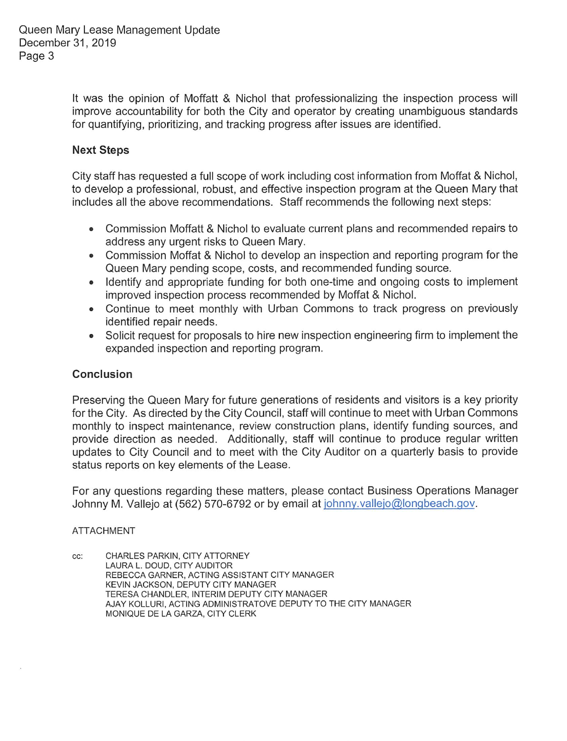It was the opinion of Moffatt & Nichol that professionalizing the inspection process will improve accountability for both the City and operator by creating unambiguous standards for quantifying, prioritizing, and tracking progress after issues are identified.

**Next Steps**

City staff has requested a full scope of work including cost information from Moffat & Nichol, to develop a professional, robust, and effective inspection program at the Queen Mary that includes all the above recommendations. Staff recommends the following next steps:

- Commission Moffatt & Nichol to evaluate current plans and recommended repairs to address any urgent risks to Queen Mary.
- Commission Moffat & Nichol to develop an inspection and reporting program for the Queen Mary pending scope, costs, and recommended funding source.
- Identify and appropriate funding for both one-time and ongoing costs to implement improved inspection process recommended by Moffat & Nichol.
- Continue to meet monthly with Urban Commons to track progress on previously identified repair needs.
- Solicit request for proposals to hire new inspection engineering firm to implement the expanded inspection and reporting program.

**Conclusion**

Preserving the Queen Mary for future generations of residents and visitors is a key priority for the City. As directed by the City Council, staff will continue to meet with Urban Commons monthly to inspect maintenance, review construction plans, identify funding sources, and provide direction as needed. Additionally, staff will continue to produce regular written updates to City Council and to meet with the City Auditor on a quarterly basis to provide status reports on key elements of the Lease.

For any questions regarding these matters, please contact Business Operations Manager Johnny M. Vallejo at (562) 570-6792 or by email at johnny.vallejo@longbeach.gov.

ATTACHMENT

cc: CHARLES PARKIN, CITY ATTORNEY
LAURA L. DOUD, CITY AUDITOR
REBECCA GARNER, ACTING ASSISTANT CITY MANAGER
KEVIN JACKSON, DEPUTY CITY MANAGER
TERESA CHANDLER, INTERIM DEPUTY CITY MANAGER
AJAY KOLLURI, ACTING ADMINISTRATOVE DEPUTY TO THE CITY MANAGER
MONIQUE DE LA GARZA, CITY CLERK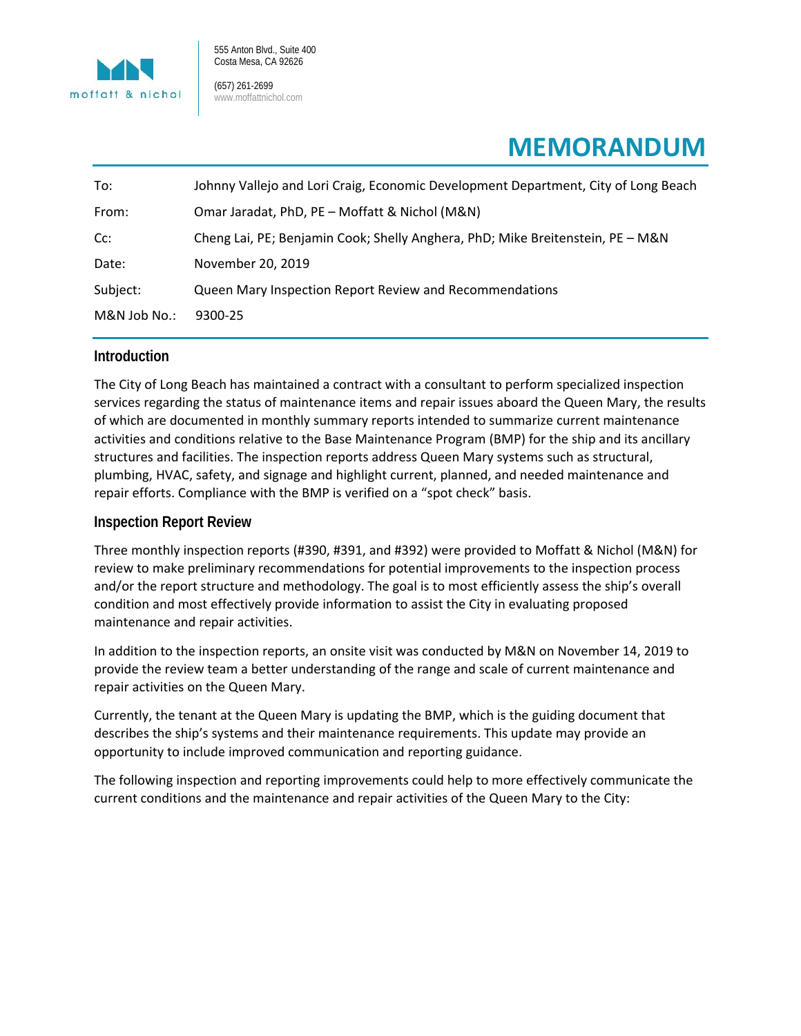# MEMORANDUM

| | |
|---|---|
| To: | Johnny Vallejo and Lori Craig, Economic Development Department, City of Long Beach |
| From: | Omar Jaradat, PhD, PE – Moffatt & Nichol (M&N) |
| Cc: | Cheng Lai, PE; Benjamin Cook; Shelly Anghera, PhD; Mike Breitenstein, PE – M&N |
| Date: | November 20, 2019 |
| Subject: | Queen Mary Inspection Report Review and Recommendations |
| M&N Job No.: | 9300-25 |

## Introduction

The City of Long Beach has maintained a contract with a consultant to perform specialized inspection services regarding the status of maintenance items and repair issues aboard the Queen Mary, the results of which are documented in monthly summary reports intended to summarize current maintenance activities and conditions relative to the Base Maintenance Program (BMP) for the ship and its ancillary structures and facilities. The inspection reports address Queen Mary systems such as structural, plumbing, HVAC, safety, and signage and highlight current, planned, and needed maintenance and repair efforts. Compliance with the BMP is verified on a "spot check" basis.

## Inspection Report Review

Three monthly inspection reports (#390, #391, and #392) were provided to Moffatt & Nichol (M&N) for review to make preliminary recommendations for potential improvements to the inspection process and/or the report structure and methodology. The goal is to most efficiently assess the ship's overall condition and most effectively provide information to assist the City in evaluating proposed maintenance and repair activities.

In addition to the inspection reports, an onsite visit was conducted by M&N on November 14, 2019 to provide the review team a better understanding of the range and scale of current maintenance and repair activities on the Queen Mary.

Currently, the tenant at the Queen Mary is updating the BMP, which is the guiding document that describes the ship's systems and their maintenance requirements. This update may provide an opportunity to include improved communication and reporting guidance.

The following inspection and reporting improvements could help to more effectively communicate the current conditions and the maintenance and repair activities of the Queen Mary to the City: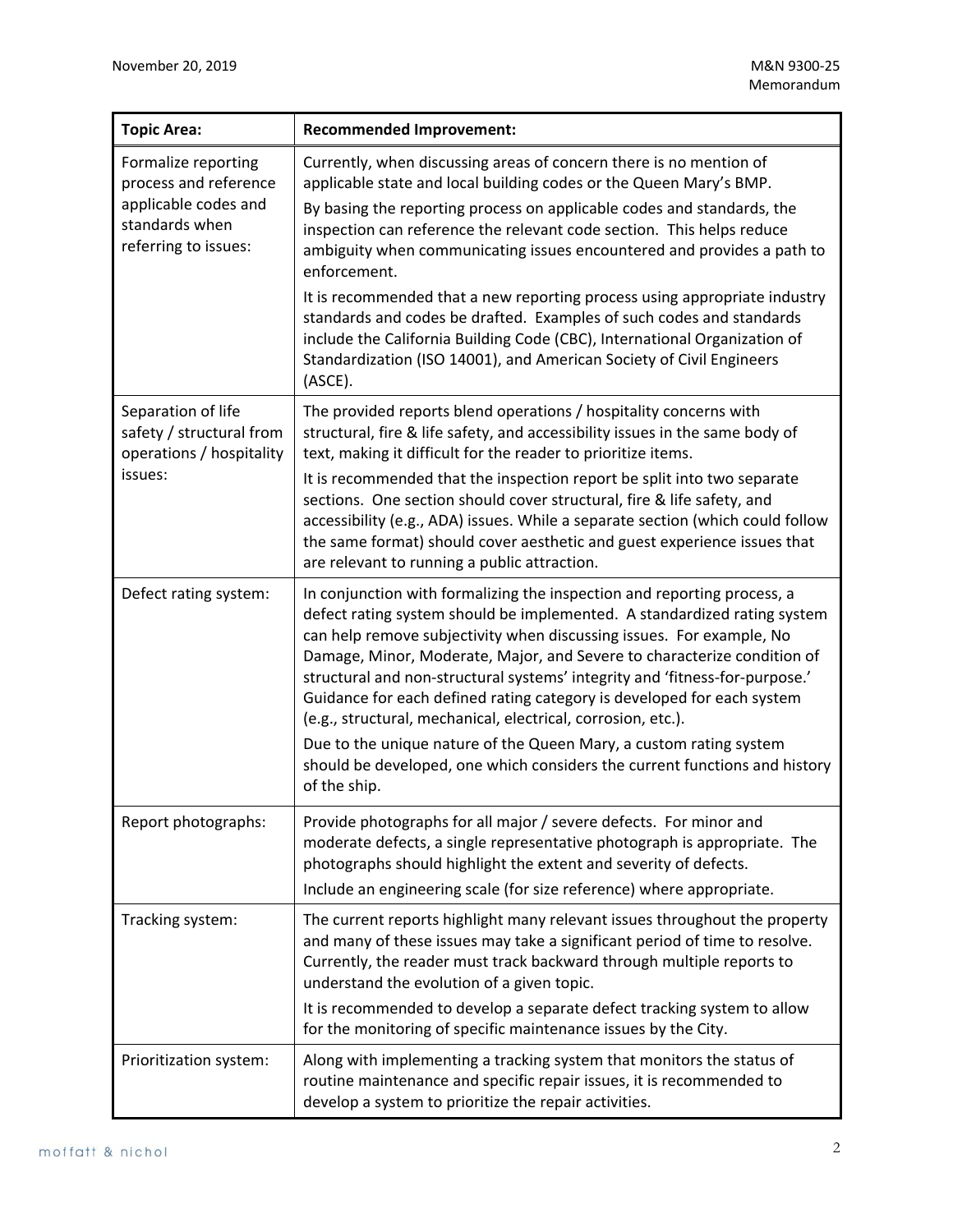| Topic Area: | Recommended Improvement: |
| --- | --- |
| Formalize reporting process and reference applicable codes and standards when referring to issues: | Currently, when discussing areas of concern there is no mention of applicable state and local building codes or the Queen Mary's BMP.<br><br>By basing the reporting process on applicable codes and standards, the inspection can reference the relevant code section. This helps reduce ambiguity when communicating issues encountered and provides a path to enforcement.<br><br>It is recommended that a new reporting process using appropriate industry standards and codes be drafted. Examples of such codes and standards include the California Building Code (CBC), International Organization of Standardization (ISO 14001), and American Society of Civil Engineers (ASCE). |
| Separation of life safety / structural from operations / hospitality issues: | The provided reports blend operations / hospitality concerns with structural, fire & life safety, and accessibility issues in the same body of text, making it difficult for the reader to prioritize items.<br><br>It is recommended that the inspection report be split into two separate sections. One section should cover structural, fire & life safety, and accessibility (e.g., ADA) issues. While a separate section (which could follow the same format) should cover aesthetic and guest experience issues that are relevant to running a public attraction. |
| Defect rating system: | In conjunction with formalizing the inspection and reporting process, a defect rating system should be implemented. A standardized rating system can help remove subjectivity when discussing issues. For example, No Damage, Minor, Moderate, Major, and Severe to characterize condition of structural and non-structural systems' integrity and 'fitness-for-purpose.' Guidance for each defined rating category is developed for each system (e.g., structural, mechanical, electrical, corrosion, etc.).<br><br>Due to the unique nature of the Queen Mary, a custom rating system should be developed, one which considers the current functions and history of the ship. |
| Report photographs: | Provide photographs for all major / severe defects. For minor and moderate defects, a single representative photograph is appropriate. The photographs should highlight the extent and severity of defects.<br><br>Include an engineering scale (for size reference) where appropriate. |
| Tracking system: | The current reports highlight many relevant issues throughout the property and many of these issues may take a significant period of time to resolve. Currently, the reader must track backward through multiple reports to understand the evolution of a given topic.<br><br>It is recommended to develop a separate defect tracking system to allow for the monitoring of specific maintenance issues by the City. |
| Prioritization system: | Along with implementing a tracking system that monitors the status of routine maintenance and specific repair issues, it is recommended to develop a system to prioritize the repair activities. |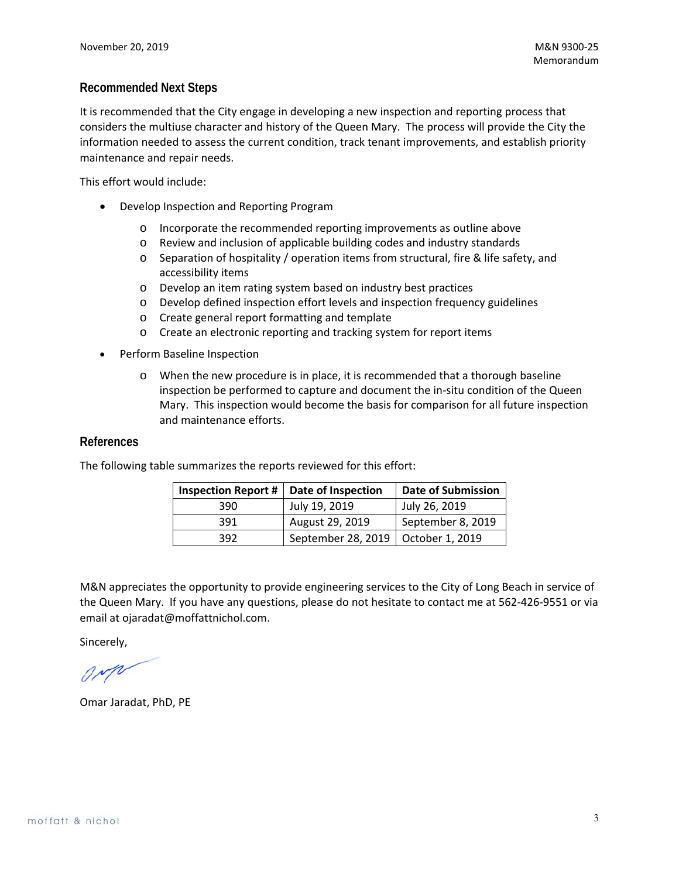## Recommended Next Steps

It is recommended that the City engage in developing a new inspection and reporting process that considers the multiuse character and history of the Queen Mary. The process will provide the City the information needed to assess the current condition, track tenant improvements, and establish priority maintenance and repair needs.

This effort would include:

- Develop Inspection and Reporting Program
  - Incorporate the recommended reporting improvements as outline above
  - Review and inclusion of applicable building codes and industry standards
  - Separation of hospitality / operation items from structural, fire & life safety, and accessibility items
  - Develop an item rating system based on industry best practices
  - Develop defined inspection effort levels and inspection frequency guidelines
  - Create general report formatting and template
  - Create an electronic reporting and tracking system for report items
- Perform Baseline Inspection
  - When the new procedure is in place, it is recommended that a thorough baseline inspection be performed to capture and document the in-situ condition of the Queen Mary. This inspection would become the basis for comparison for all future inspection and maintenance efforts.

## References

The following table summarizes the reports reviewed for this effort:

| Inspection Report # | Date of Inspection | Date of Submission |
|---|---|---|
| 390 | July 19, 2019 | July 26, 2019 |
| 391 | August 29, 2019 | September 8, 2019 |
| 392 | September 28, 2019 | October 1, 2019 |

M&N appreciates the opportunity to provide engineering services to the City of Long Beach in service of the Queen Mary. If you have any questions, please do not hesitate to contact me at 562-426-9551 or via email at ojaradat@moffattnichol.com.

Sincerely,

Omar Jaradat, PhD, PE